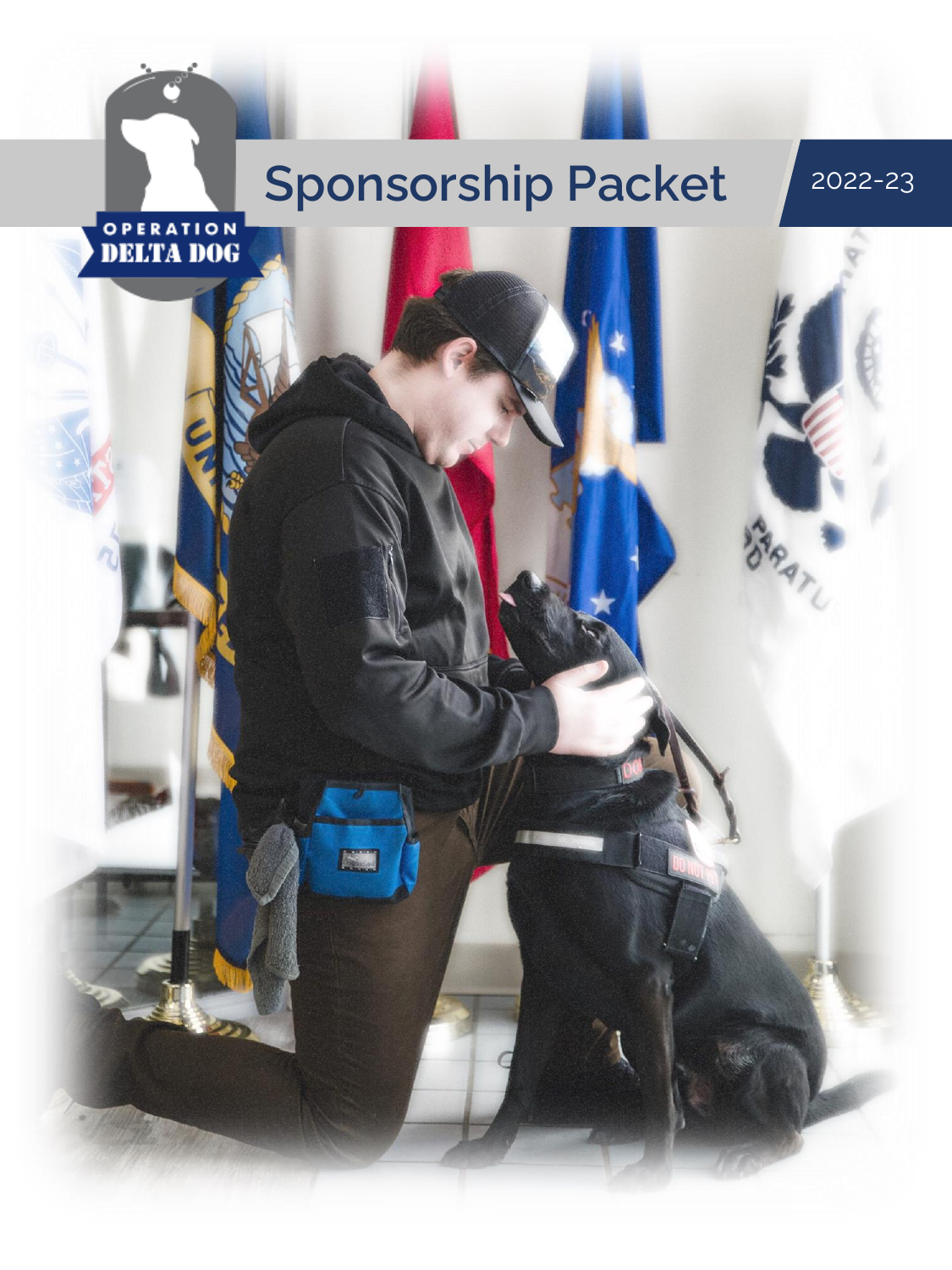OPERATION DELTA DOG

# Sponsorship Packet

2022-23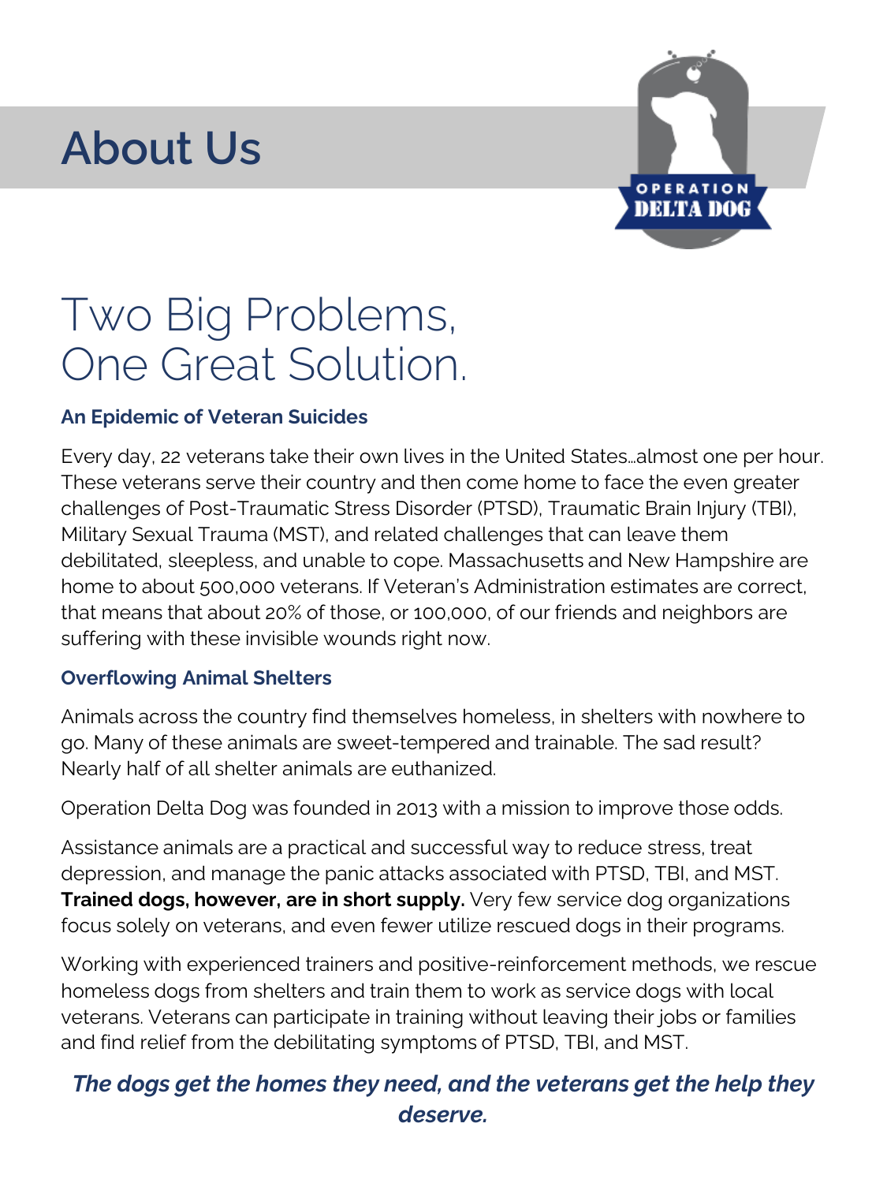# About Us

## Two Big Problems, One Great Solution.

### An Epidemic of Veteran Suicides

Every day, 22 veterans take their own lives in the United States...almost one per hour. These veterans serve their country and then come home to face the even greater challenges of Post-Traumatic Stress Disorder (PTSD), Traumatic Brain Injury (TBI), Military Sexual Trauma (MST), and related challenges that can leave them debilitated, sleepless, and unable to cope. Massachusetts and New Hampshire are home to about 500,000 veterans. If Veteran's Administration estimates are correct, that means that about 20% of those, or 100,000, of our friends and neighbors are suffering with these invisible wounds right now.

### Overflowing Animal Shelters

Animals across the country find themselves homeless, in shelters with nowhere to go. Many of these animals are sweet-tempered and trainable. The sad result? Nearly half of all shelter animals are euthanized.

Operation Delta Dog was founded in 2013 with a mission to improve those odds.

Assistance animals are a practical and successful way to reduce stress, treat depression, and manage the panic attacks associated with PTSD, TBI, and MST. **Trained dogs, however, are in short supply.** Very few service dog organizations focus solely on veterans, and even fewer utilize rescued dogs in their programs.

Working with experienced trainers and positive-reinforcement methods, we rescue homeless dogs from shelters and train them to work as service dogs with local veterans. Veterans can participate in training without leaving their jobs or families and find relief from the debilitating symptoms of PTSD, TBI, and MST.

***The dogs get the homes they need, and the veterans get the help they deserve.***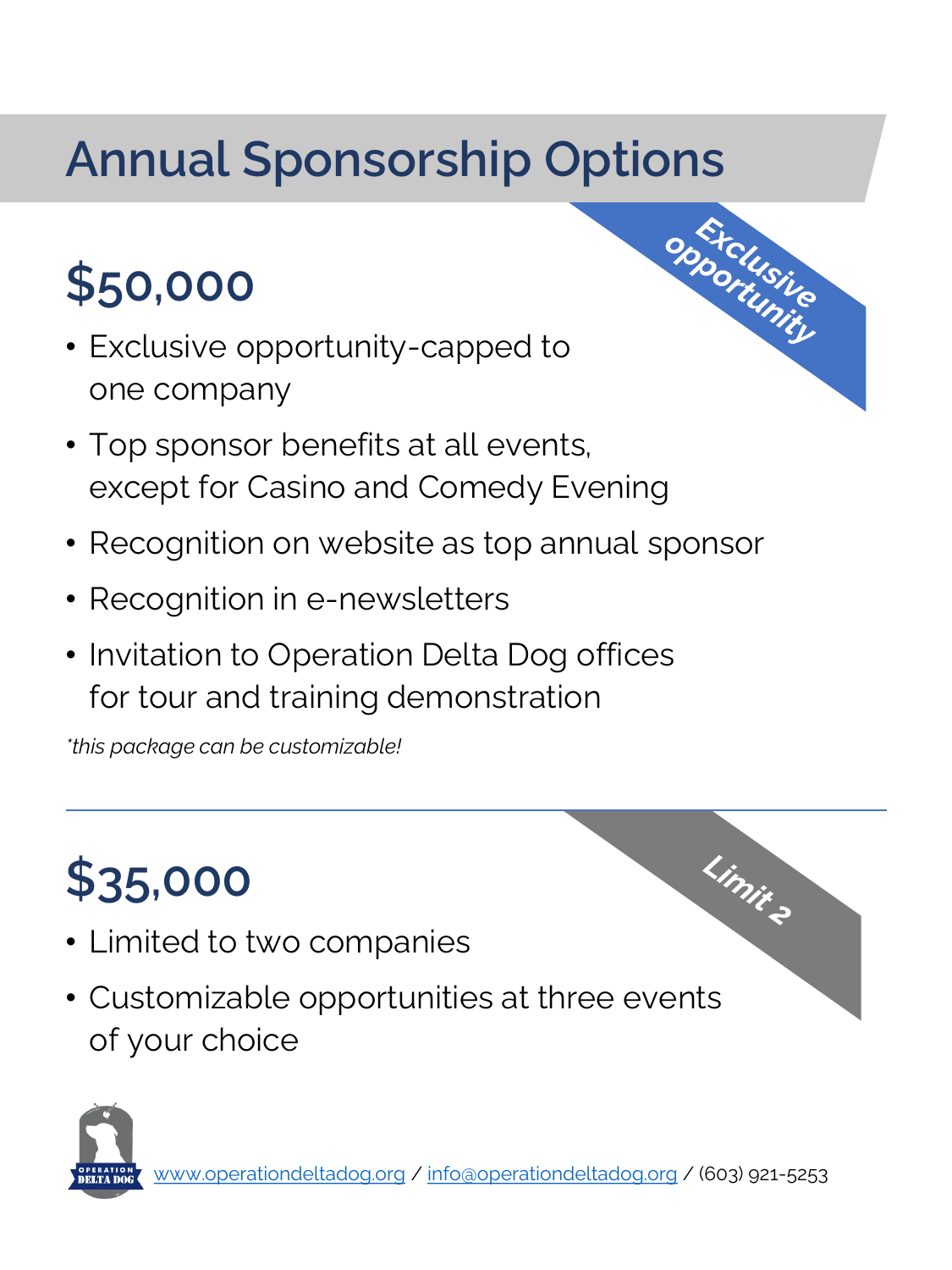# Annual Sponsorship Options

Exclusive opportunity

## $50,000

- Exclusive opportunity-capped to one company
- Top sponsor benefits at all events, except for Casino and Comedy Evening
- Recognition on website as top annual sponsor
- Recognition in e-newsletters
- Invitation to Operation Delta Dog offices for tour and training demonstration

*\*this package can be customizable!*

---

Limit 2

## $35,000

- Limited to two companies
- Customizable opportunities at three events of your choice

www.operationdeltadog.org / info@operationdeltadog.org / (603) 921-5253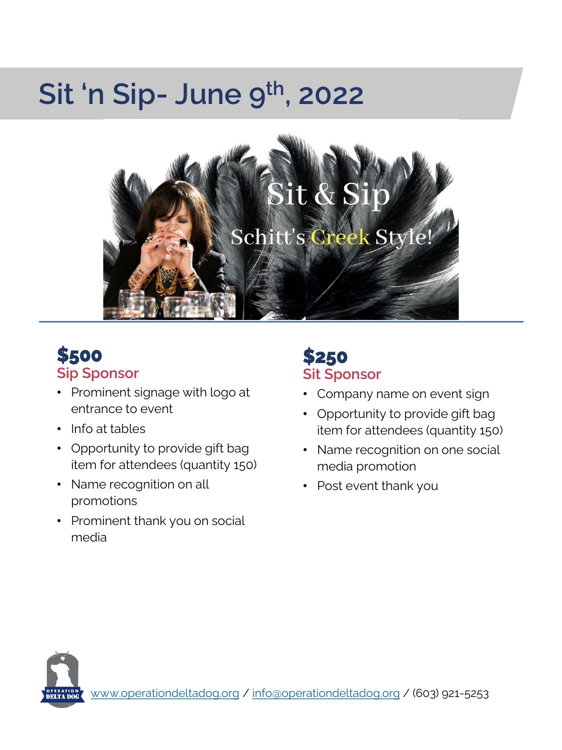# Sit 'n Sip- June 9th, 2022

Sit & Sip

Schitt's Creek Style!

## $500

### Sip Sponsor

- Prominent signage with logo at entrance to event
- Info at tables
- Opportunity to provide gift bag item for attendees (quantity 150)
- Name recognition on all promotions
- Prominent thank you on social media

## $250

### Sit Sponsor

- Company name on event sign
- Opportunity to provide gift bag item for attendees (quantity 150)
- Name recognition on one social media promotion
- Post event thank you

OPERATION DELTA DOG

www.operationdeltadog.org / info@operationdeltadog.org / (603) 921-5253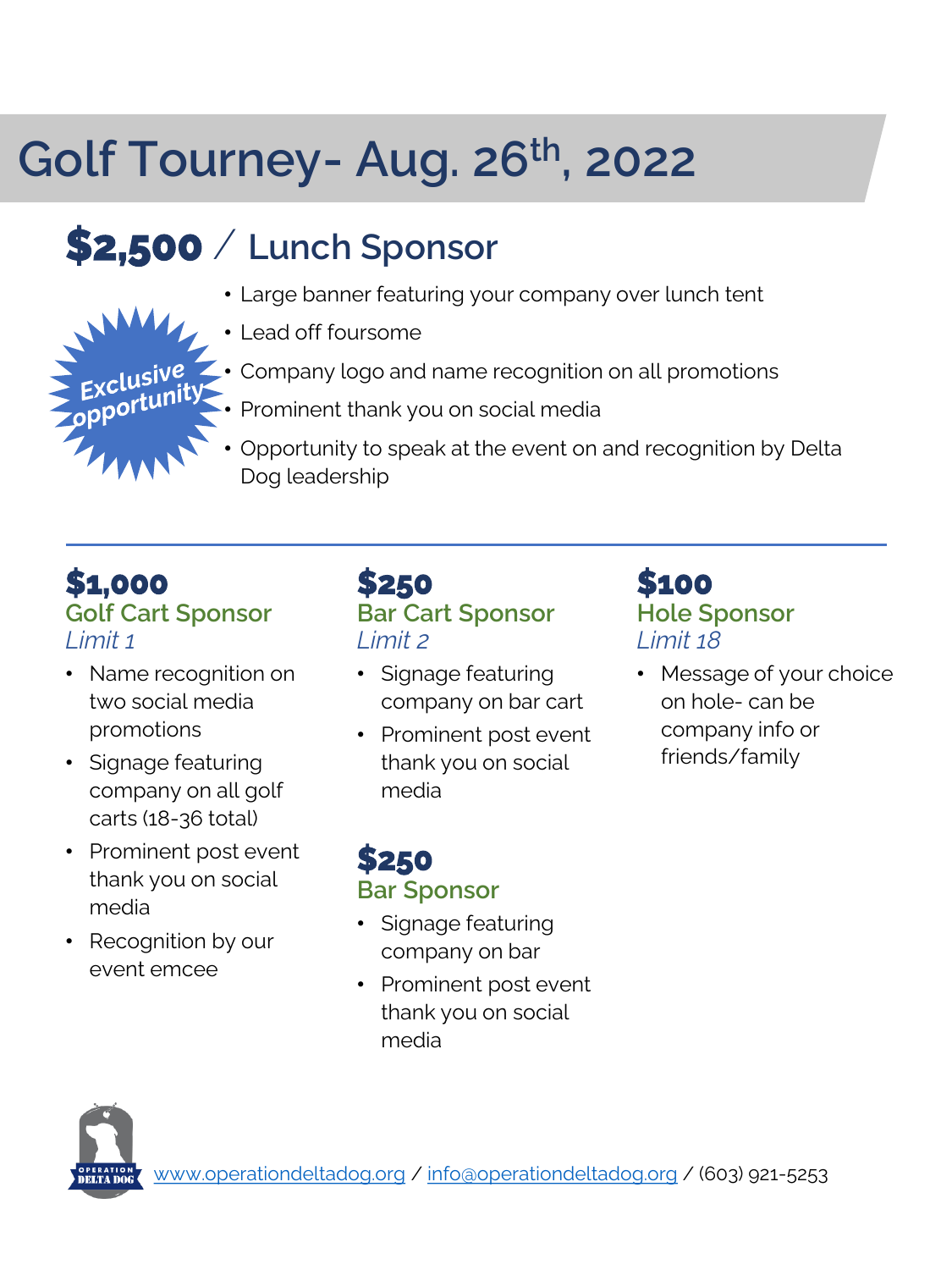# Golf Tourney- Aug. 26th, 2022

## $2,500 / Lunch Sponsor

Exclusive opportunity

- Large banner featuring your company over lunch tent
- Lead off foursome
- Company logo and name recognition on all promotions
- Prominent thank you on social media
- Opportunity to speak at the event on and recognition by Delta Dog leadership

---

## $1,000
### Golf Cart Sponsor
*Limit 1*

- Name recognition on two social media promotions
- Signage featuring company on all golf carts (18-36 total)
- Prominent post event thank you on social media
- Recognition by our event emcee

## $250
### Bar Cart Sponsor
*Limit 2*

- Signage featuring company on bar cart
- Prominent post event thank you on social media

## $250
### Bar Sponsor

- Signage featuring company on bar
- Prominent post event thank you on social media

## $100
### Hole Sponsor
*Limit 18*

- Message of your choice on hole- can be company info or friends/family

OPERATION DELTA DOG

www.operationdeltadog.org / info@operationdeltadog.org / (603) 921-5253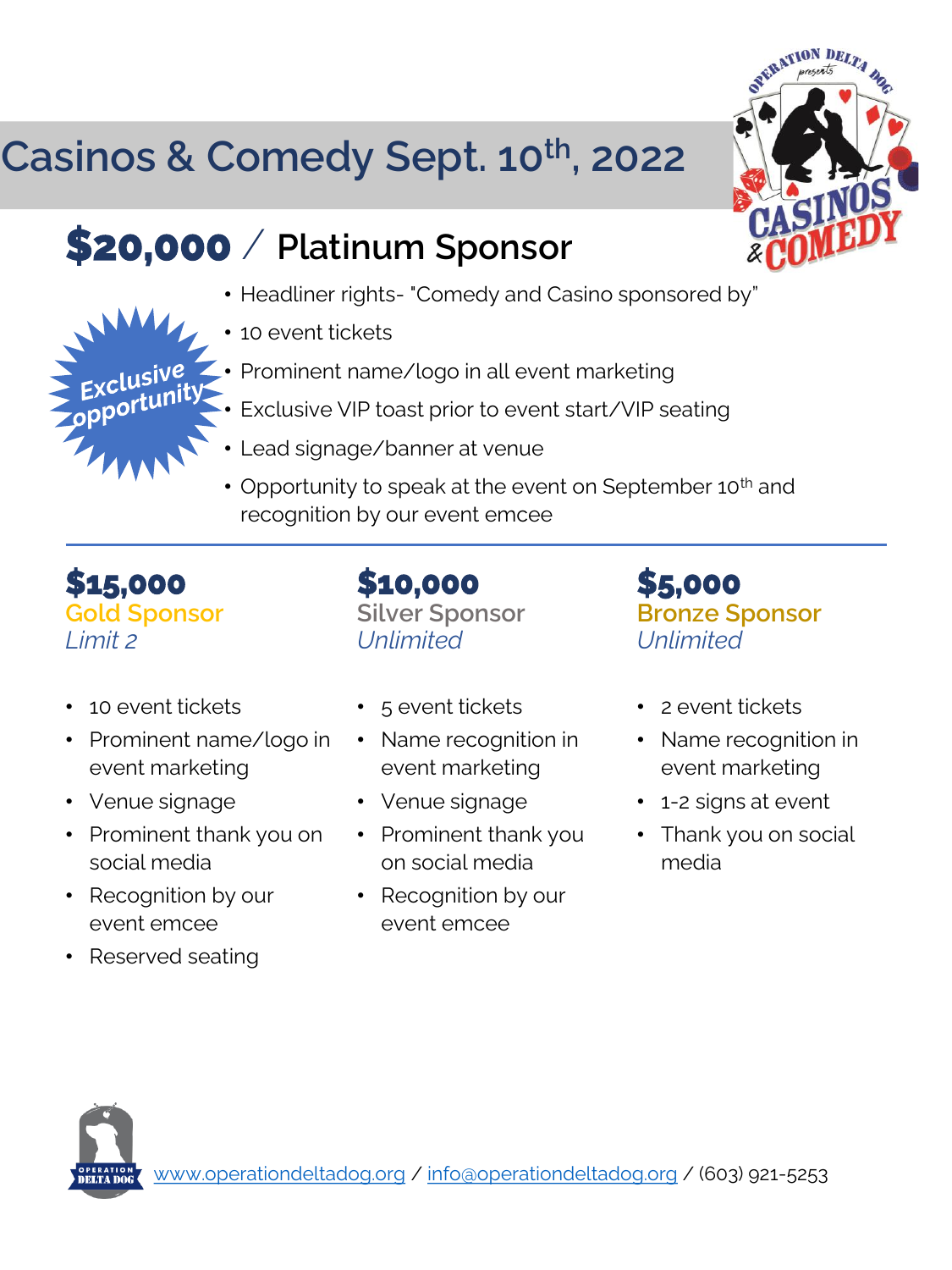# Casinos & Comedy Sept. 10th, 2022

## $20,000 / Platinum Sponsor

Exclusive opportunity

- Headliner rights- "Comedy and Casino sponsored by"
- 10 event tickets
- Prominent name/logo in all event marketing
- Exclusive VIP toast prior to event start/VIP seating
- Lead signage/banner at venue
- Opportunity to speak at the event on September 10th and recognition by our event emcee

---

### $15,000
**Gold Sponsor**
*Limit 2*

- 10 event tickets
- Prominent name/logo in event marketing
- Venue signage
- Prominent thank you on social media
- Recognition by our event emcee
- Reserved seating

### $10,000
**Silver Sponsor**
*Unlimited*

- 5 event tickets
- Name recognition in event marketing
- Venue signage
- Prominent thank you on social media
- Recognition by our event emcee

### $5,000
**Bronze Sponsor**
*Unlimited*

- 2 event tickets
- Name recognition in event marketing
- 1-2 signs at event
- Thank you on social media

www.operationdeltadog.org / info@operationdeltadog.org / (603) 921-5253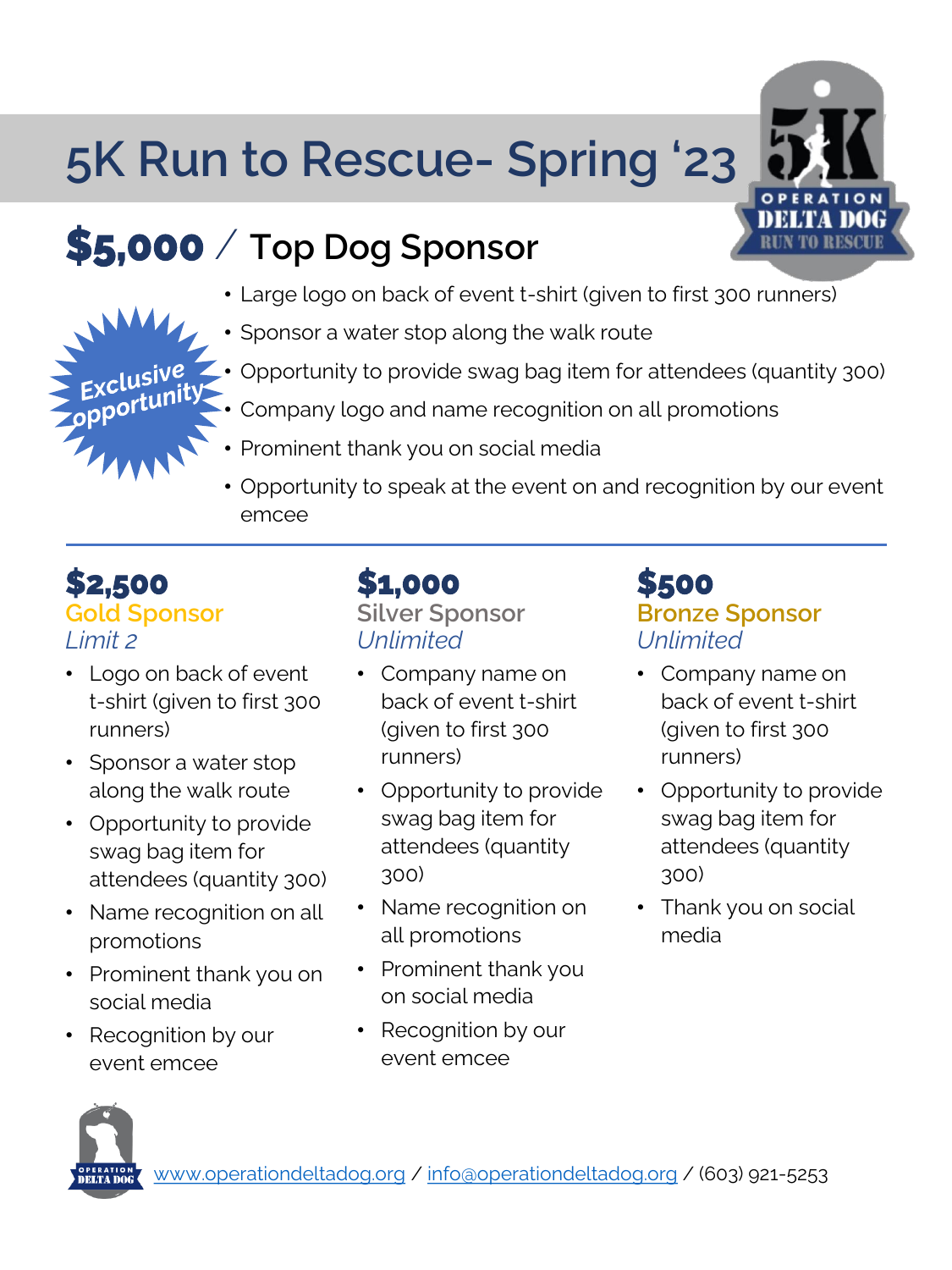# 5K Run to Rescue- Spring '23

## $5,000 / Top Dog Sponsor

*Exclusive opportunity*

- Large logo on back of event t-shirt (given to first 300 runners)
- Sponsor a water stop along the walk route
- Opportunity to provide swag bag item for attendees (quantity 300)
- Company logo and name recognition on all promotions
- Prominent thank you on social media
- Opportunity to speak at the event on and recognition by our event emcee

---

### $2,500
**Gold Sponsor**
*Limit 2*

- Logo on back of event t-shirt (given to first 300 runners)
- Sponsor a water stop along the walk route
- Opportunity to provide swag bag item for attendees (quantity 300)
- Name recognition on all promotions
- Prominent thank you on social media
- Recognition by our event emcee

### $1,000
**Silver Sponsor**
*Unlimited*

- Company name on back of event t-shirt (given to first 300 runners)
- Opportunity to provide swag bag item for attendees (quantity 300)
- Name recognition on all promotions
- Prominent thank you on social media
- Recognition by our event emcee

### $500
**Bronze Sponsor**
*Unlimited*

- Company name on back of event t-shirt (given to first 300 runners)
- Opportunity to provide swag bag item for attendees (quantity 300)
- Thank you on social media

www.operationdeltadog.org / info@operationdeltadog.org / (603) 921-5253